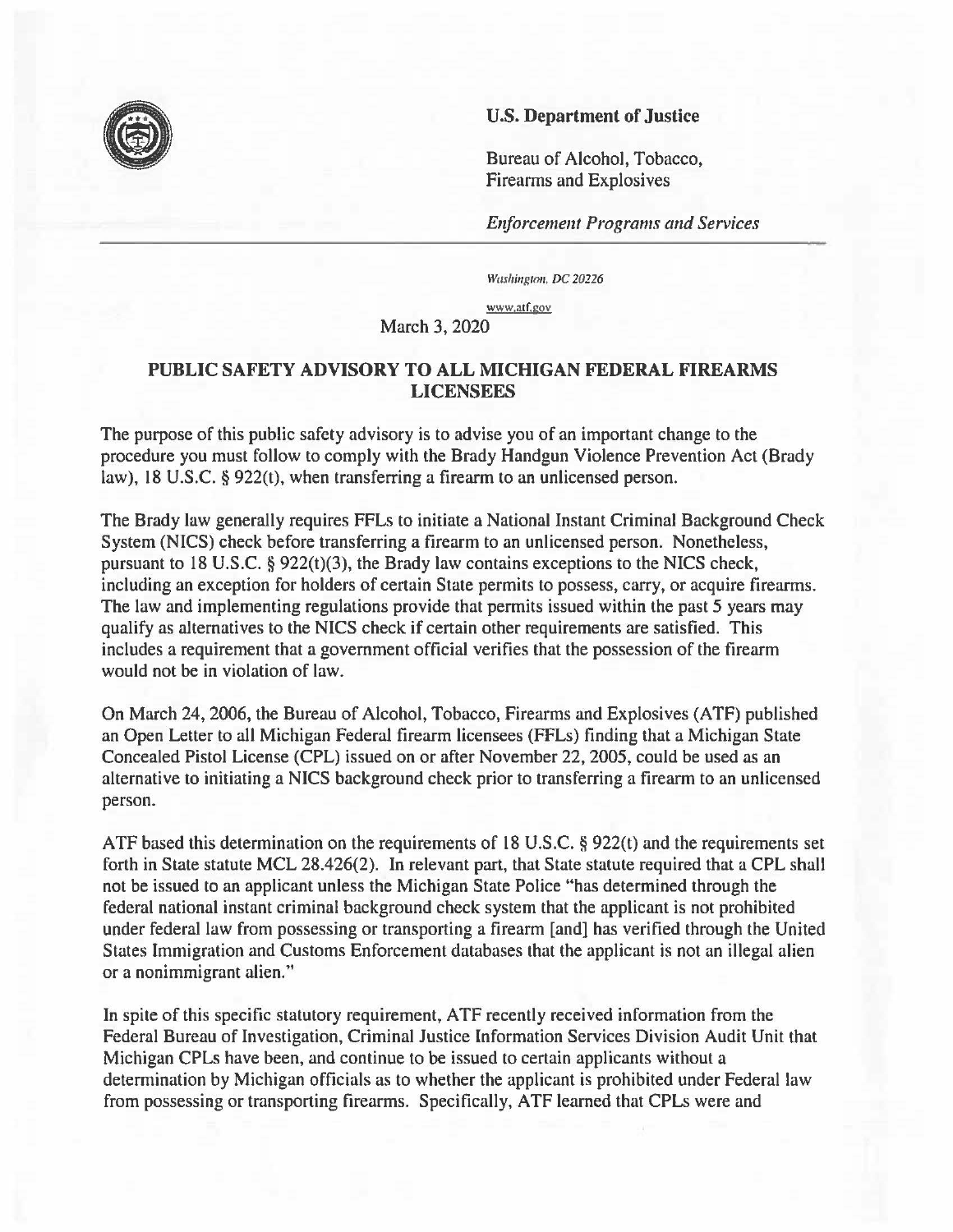**U.S. Department of Justice**

Bureau of Alcohol, Tobacco, Firearms and Explosives

*Enforcement Programs and Services*

*Washington, DC 20226*

www.atf.gov

March 3, 2020

## PUBLIC SAFETY ADVISORY TO ALL MICHIGAN FEDERAL FIREARMS LICENSEES

The purpose of this public safety advisory is to advise you of an important change to the procedure you must follow to comply with the Brady Handgun Violence Prevention Act (Brady law), 18 U.S.C. § 922(t), when transferring a firearm to an unlicensed person.

The Brady law generally requires FFLs to initiate a National Instant Criminal Background Check System (NICS) check before transferring a firearm to an unlicensed person. Nonetheless, pursuant to 18 U.S.C. § 922(t)(3), the Brady law contains exceptions to the NICS check, including an exception for holders of certain State permits to possess, carry, or acquire firearms. The law and implementing regulations provide that permits issued within the past 5 years may qualify as alternatives to the NICS check if certain other requirements are satisfied. This includes a requirement that a government official verifies that the possession of the firearm would not be in violation of law.

On March 24, 2006, the Bureau of Alcohol, Tobacco, Firearms and Explosives (ATF) published an Open Letter to all Michigan Federal firearm licensees (FFLs) finding that a Michigan State Concealed Pistol License (CPL) issued on or after November 22, 2005, could be used as an alternative to initiating a NICS background check prior to transferring a firearm to an unlicensed person.

ATF based this determination on the requirements of 18 U.S.C. § 922(t) and the requirements set forth in State statute MCL 28.426(2). In relevant part, that State statute required that a CPL shall not be issued to an applicant unless the Michigan State Police "has determined through the federal national instant criminal background check system that the applicant is not prohibited under federal law from possessing or transporting a firearm [and] has verified through the United States Immigration and Customs Enforcement databases that the applicant is not an illegal alien or a nonimmigrant alien."

In spite of this specific statutory requirement, ATF recently received information from the Federal Bureau of Investigation, Criminal Justice Information Services Division Audit Unit that Michigan CPLs have been, and continue to be issued to certain applicants without a determination by Michigan officials as to whether the applicant is prohibited under Federal law from possessing or transporting firearms. Specifically, ATF learned that CPLs were and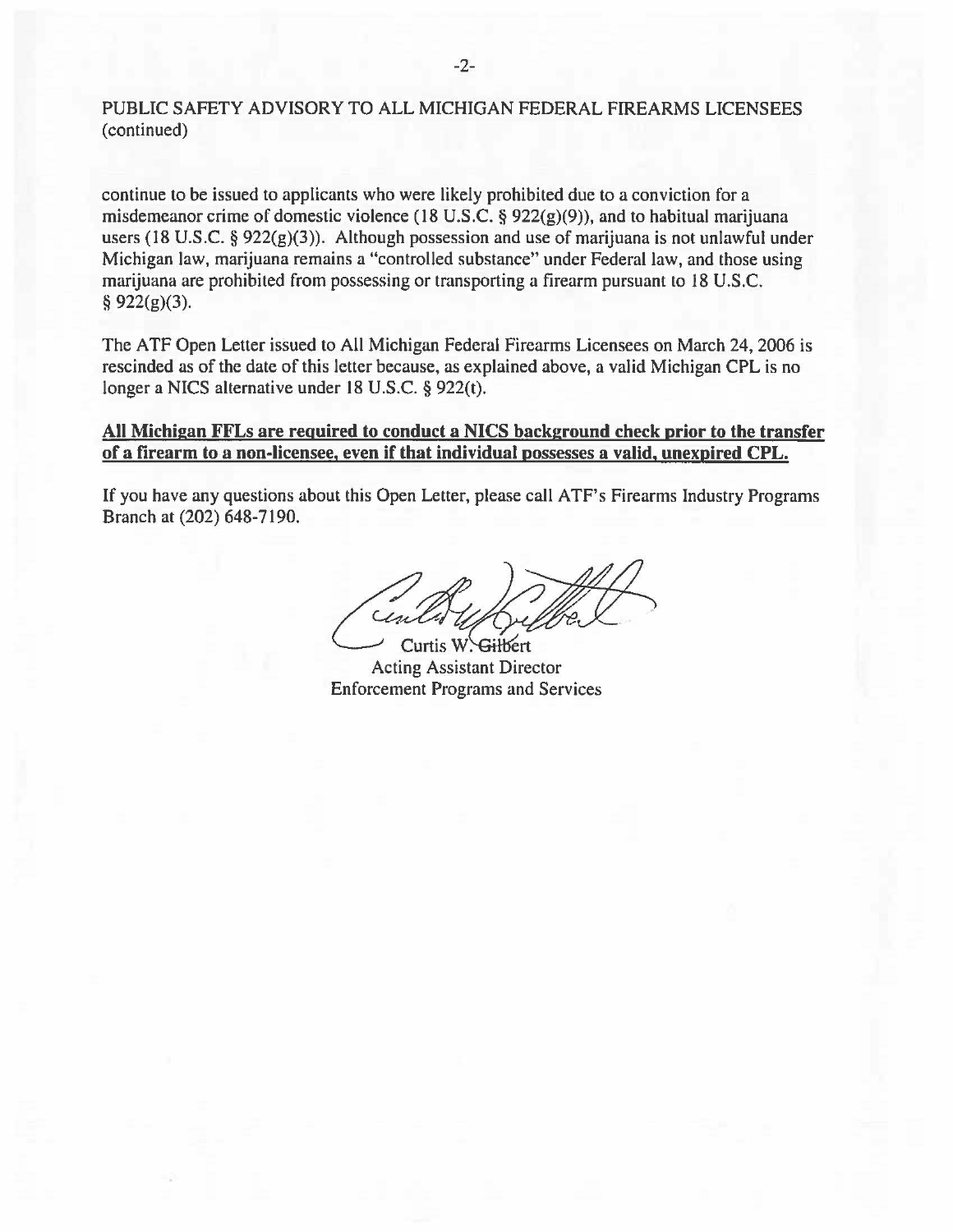PUBLIC SAFETY ADVISORY TO ALL MICHIGAN FEDERAL FIREARMS LICENSEES (continued)

continue to be issued to applicants who were likely prohibited due to a conviction for a misdemeanor crime of domestic violence (18 U.S.C. § 922(g)(9)), and to habitual marijuana users (18 U.S.C. § 922(g)(3)). Although possession and use of marijuana is not unlawful under Michigan law, marijuana remains a "controlled substance" under Federal law, and those using marijuana are prohibited from possessing or transporting a firearm pursuant to 18 U.S.C. § 922(g)(3).

The ATF Open Letter issued to All Michigan Federal Firearms Licensees on March 24, 2006 is rescinded as of the date of this letter because, as explained above, a valid Michigan CPL is no longer a NICS alternative under 18 U.S.C. § 922(t).

**All Michigan FFLs are required to conduct a NICS background check prior to the transfer of a firearm to a non-licensee, even if that individual possesses a valid, unexpired CPL.**

If you have any questions about this Open Letter, please call ATF's Firearms Industry Programs Branch at (202) 648-7190.

Curtis W. Gilbert
Acting Assistant Director
Enforcement Programs and Services